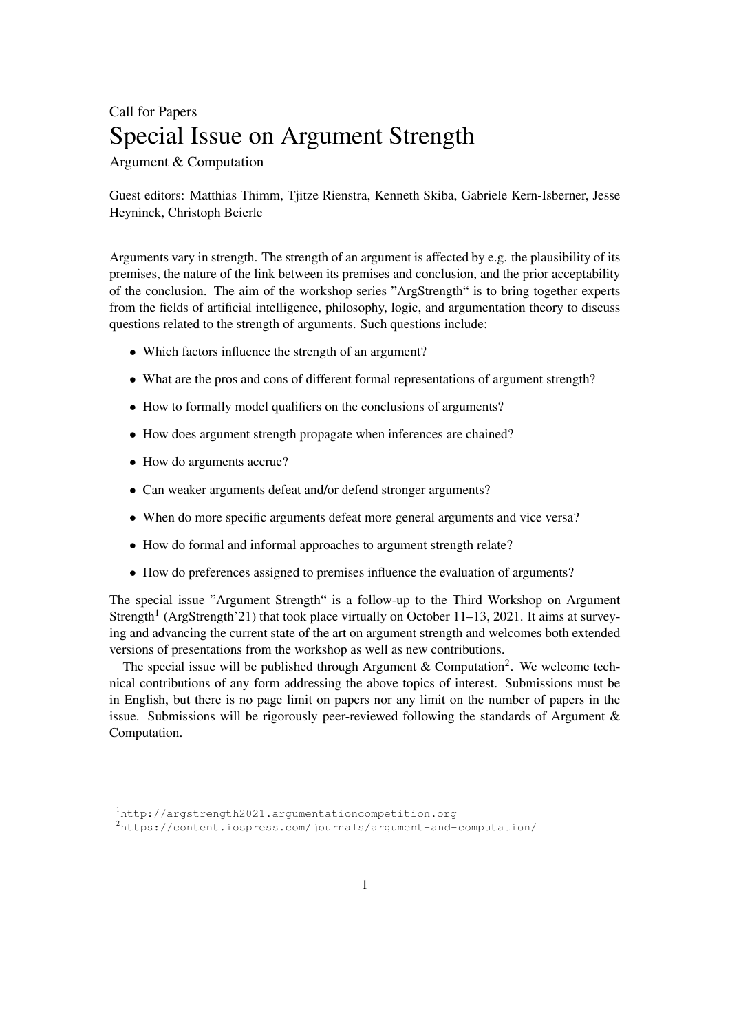Call for Papers

# Special Issue on Argument Strength

Argument & Computation

Guest editors: Matthias Thimm, Tjitze Rienstra, Kenneth Skiba, Gabriele Kern-Isberner, Jesse Heyninck, Christoph Beierle

Arguments vary in strength. The strength of an argument is affected by e.g. the plausibility of its premises, the nature of the link between its premises and conclusion, and the prior acceptability of the conclusion. The aim of the workshop series "ArgStrength" is to bring together experts from the fields of artificial intelligence, philosophy, logic, and argumentation theory to discuss questions related to the strength of arguments. Such questions include:

- Which factors influence the strength of an argument?
- What are the pros and cons of different formal representations of argument strength?
- How to formally model qualifiers on the conclusions of arguments?
- How does argument strength propagate when inferences are chained?
- How do arguments accrue?
- Can weaker arguments defeat and/or defend stronger arguments?
- When do more specific arguments defeat more general arguments and vice versa?
- How do formal and informal approaches to argument strength relate?
- How do preferences assigned to premises influence the evaluation of arguments?

The special issue "Argument Strength" is a follow-up to the Third Workshop on Argument Strength[1] (ArgStrength'21) that took place virtually on October 11–13, 2021. It aims at surveying and advancing the current state of the art on argument strength and welcomes both extended versions of presentations from the workshop as well as new contributions.

The special issue will be published through Argument & Computation[2]. We welcome technical contributions of any form addressing the above topics of interest. Submissions must be in English, but there is no page limit on papers nor any limit on the number of papers in the issue. Submissions will be rigorously peer-reviewed following the standards of Argument & Computation.

[1] http://argstrength2021.argumentationcompetition.org

[2] https://content.iospress.com/journals/argument-and-computation/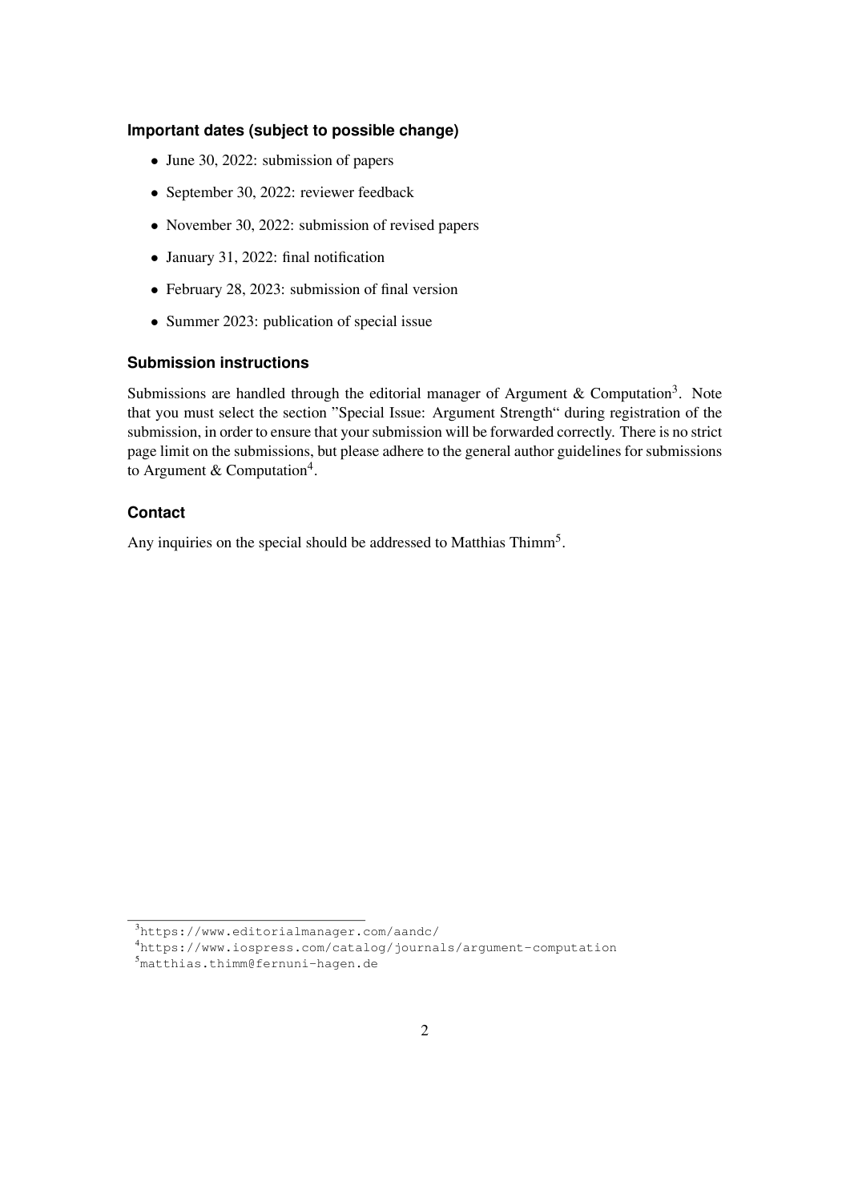### Important dates (subject to possible change)

- June 30, 2022: submission of papers
- September 30, 2022: reviewer feedback
- November 30, 2022: submission of revised papers
- January 31, 2022: final notification
- February 28, 2023: submission of final version
- Summer 2023: publication of special issue

### Submission instructions

Submissions are handled through the editorial manager of Argument & Computation[3]. Note that you must select the section "Special Issue: Argument Strength" during registration of the submission, in order to ensure that your submission will be forwarded correctly. There is no strict page limit on the submissions, but please adhere to the general author guidelines for submissions to Argument & Computation[4].

### Contact

Any inquiries on the special should be addressed to Matthias Thimm[5].

---

[3] https://www.editorialmanager.com/aandc/

[4] https://www.iospress.com/catalog/journals/argument-computation

[5] matthias.thimm@fernuni-hagen.de